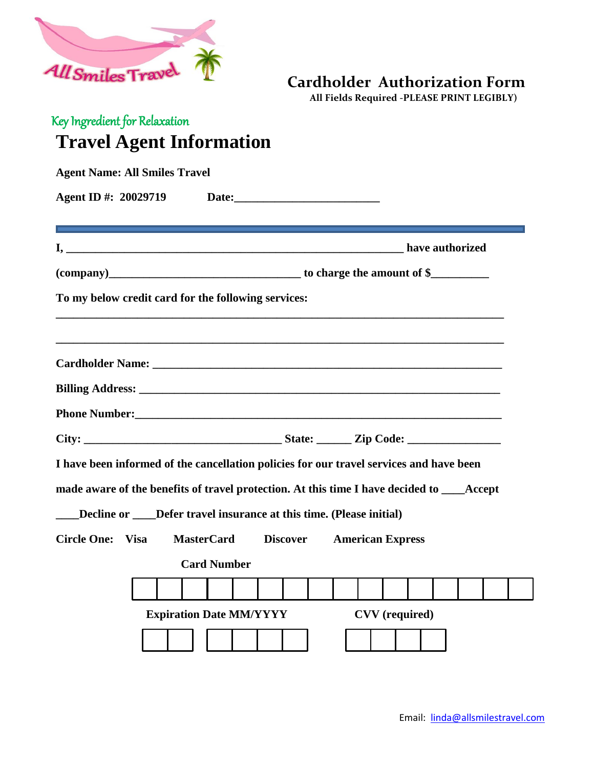All Smiles Travel

# Cardholder Authorization Form

**All Fields Required -PLEASE PRINT LEGIBLY)**

*Key Ingredient for Relaxation*

## Travel Agent Information

**Agent Name: All Smiles Travel**

**Agent ID #: 20029719 Date:________________________**

---

**I, ____________________________________________________________ have authorized**

**(company)__________________________________ to charge the amount of $__________**

**To my below credit card for the following services:**

________________________________________________________________________________

________________________________________________________________________________

**Cardholder Name: ______________________________________________________________**

**Billing Address: ______________________________________________________________**

**Phone Number:_________________________________________________________________**

**City: __________________________________ State: ______ Zip Code: ________________**

**I have been informed of the cancellation policies for our travel services and have been made aware of the benefits of travel protection. At this time I have decided to ____Accept ____Decline or ____Defer travel insurance at this time. (Please initial)**

**Circle One: Visa MasterCard Discover American Express**

**Card Number**

| | | | | | | | | | | | | | | | |
|---|---|---|---|---|---|---|---|---|---|---|---|---|---|---|---|
| | | | | | | | | | | | | | | | |

**Expiration Date MM/YYYY**

| | | | | | |
|---|---|---|---|---|---|
| | | | | | |

**CVV (required)**

| | | | |
|---|---|---|---|
| | | | |

Email: linda@allsmilestravel.com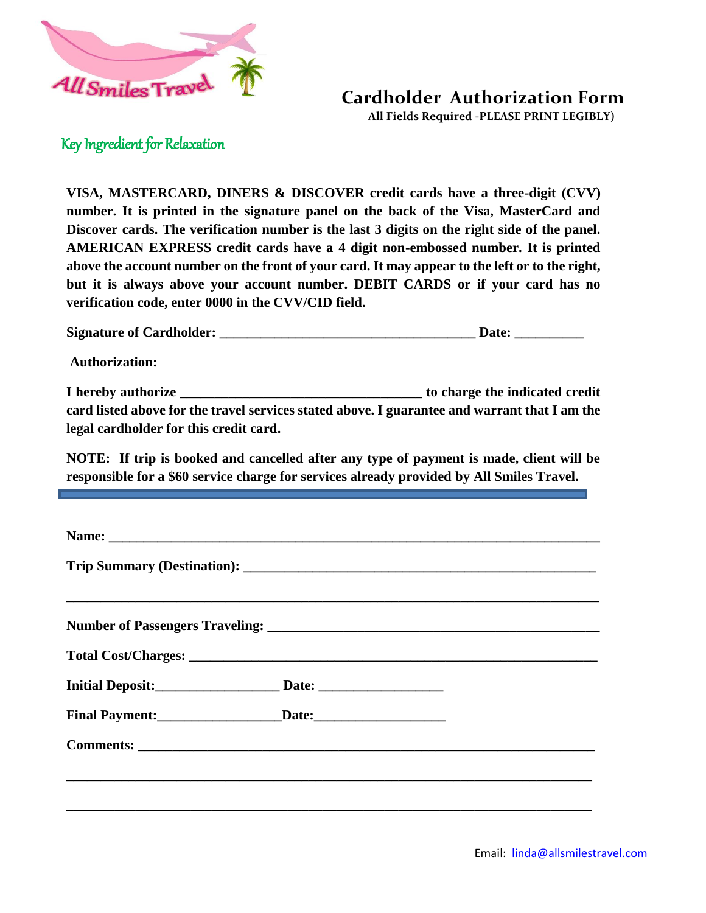All Smiles Travel

# Cardholder Authorization Form

**All Fields Required -PLEASE PRINT LEGIBLY)**

*Key Ingredient for Relaxation*

**VISA, MASTERCARD, DINERS & DISCOVER credit cards have a three-digit (CVV) number. It is printed in the signature panel on the back of the Visa, MasterCard and Discover cards. The verification number is the last 3 digits on the right side of the panel. AMERICAN EXPRESS credit cards have a 4 digit non-embossed number. It is printed above the account number on the front of your card. It may appear to the left or to the right, but it is always above your account number. DEBIT CARDS or if your card has no verification code, enter 0000 in the CVV/CID field.**

**Signature of Cardholder: _____________________________________ Date: __________**

**Authorization:**

**I hereby authorize __________________________________ to charge the indicated credit card listed above for the travel services stated above. I guarantee and warrant that I am the legal cardholder for this credit card.**

**NOTE: If trip is booked and cancelled after any type of payment is made, client will be responsible for a $60 service charge for services already provided by All Smiles Travel.**

---

**Name: ______________________________________________________________________**

**Trip Summary (Destination): __________________________________________________**

**_____________________________________________________________________________**

**Number of Passengers Traveling: ______________________________________________**

**Total Cost/Charges: __________________________________________________________**

**Initial Deposit:__________________ Date: __________________**

**Final Payment:__________________Date:___________________**

**Comments: _________________________________________________________________**

**_____________________________________________________________________________**

**_____________________________________________________________________________**

Email: linda@allsmilestravel.com